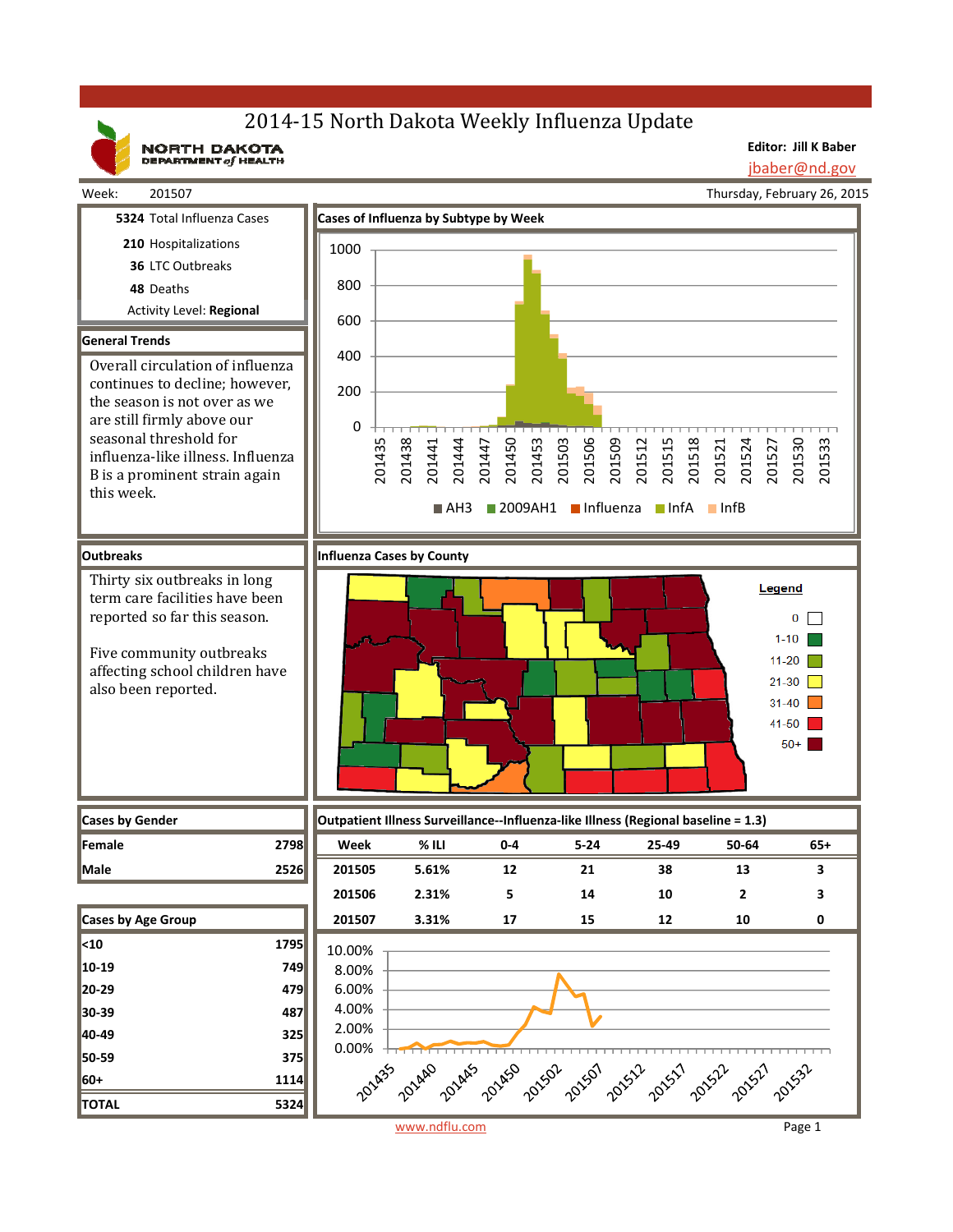# 2014-15 North Dakota Weekly Influenza Update

NORTH DAKOTA DEPARTMENT of HEALTH

**Editor: Jill K Baber**
jbaber@nd.gov

Week: 201507 — Thursday, February 26, 2015

**5324** Total Influenza Cases
**210** Hospitalizations
**36** LTC Outbreaks
**48** Deaths
Activity Level: **Regional**

## General Trends

Overall circulation of influenza continues to decline; however, the season is not over as we are still firmly above our seasonal threshold for influenza-like illness. Influenza B is a prominent strain again this week.

## Cases of Influenza by Subtype by Week

Legend: AH3, 2009AH1, Influenza, InfA, InfB

## Outbreaks

Thirty six outbreaks in long term care facilities have been reported so far this season.

Five community outbreaks affecting school children have also been reported.

## Influenza Cases by County

Legend: 0; 1-10; 11-20; 21-30; 31-40; 41-50; 50+

## Cases by Gender

| | |
|---|---|
| Female | 2798 |
| Male | 2526 |

## Cases by Age Group

| | |
|---|---|
| <10 | 1795 |
| 10-19 | 749 |
| 20-29 | 479 |
| 30-39 | 487 |
| 40-49 | 325 |
| 50-59 | 375 |
| 60+ | 1114 |
| TOTAL | 5324 |

## Outpatient Illness Surveillance--Influenza-like Illness (Regional baseline = 1.3)

| Week | % ILI | 0-4 | 5-24 | 25-49 | 50-64 | 65+ |
|---|---|---|---|---|---|---|
| 201505 | 5.61% | 12 | 21 | 38 | 13 | 3 |
| 201506 | 2.31% | 5 | 14 | 10 | 2 | 3 |
| 201507 | 3.31% | 17 | 15 | 12 | 10 | 0 |

www.ndflu.com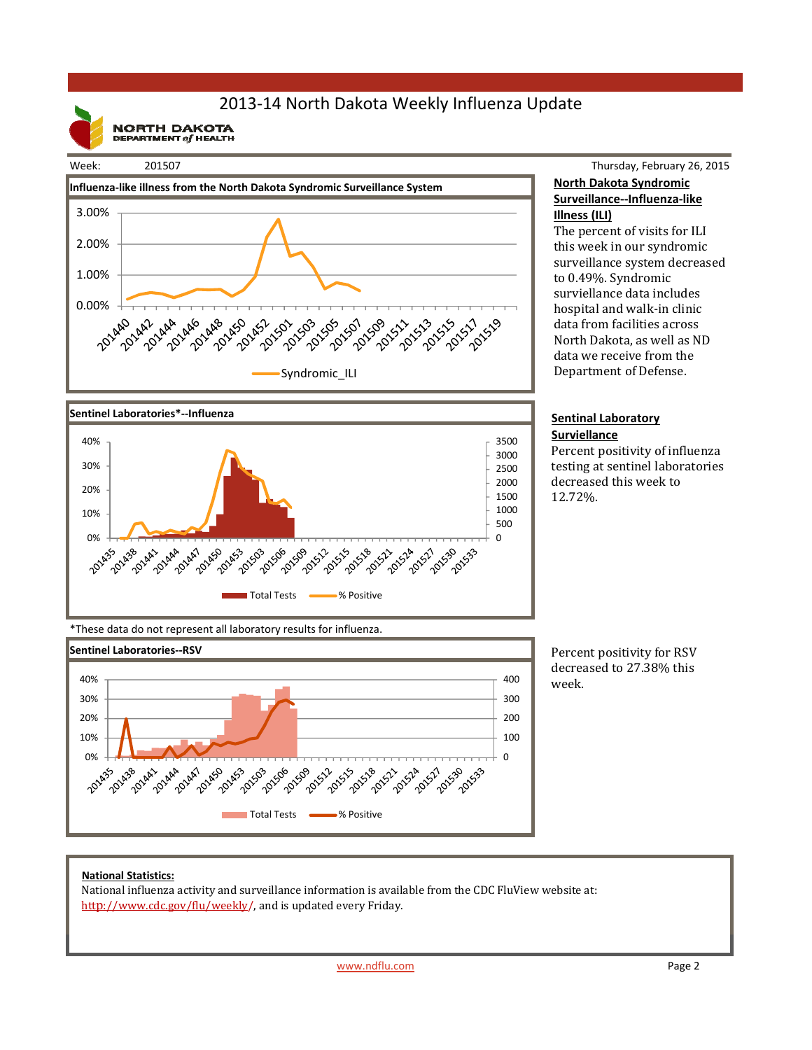# 2013-14 North Dakota Weekly Influenza Update

NORTH DAKOTA DEPARTMENT of HEALTH

Week: 201507

Thursday, February 26, 2015

**Influenza-like illness from the North Dakota Syndromic Surveillance System**

3.00%
2.00%
1.00%
0.00%

201440 201442 201444 201446 201448 201450 201452 201501 201503 201505 201507 201509 201511 201513 201515 201517 201519

Syndromic_ILI

## North Dakota Syndromic Surveillance--Influenza-like Illness (ILI)

The percent of visits for ILI this week in our syndromic surveillance system decreased to 0.49%. Syndromic surviellance data includes hospital and walk-in clinic data from facilities across North Dakota, as well as ND data we receive from the Department of Defense.

**Sentinel Laboratories*--Influenza**

40% 30% 20% 10% 0%

3500 3000 2500 2000 1500 1000 500 0

201435 201438 201441 201444 201447 201450 201453 201503 201506 201509 201512 201515 201518 201521 201524 201527 201530 201533

Total Tests % Positive

## Sentinal Laboratory Surviellance

Percent positivity of influenza testing at sentinel laboratories decreased this week to 12.72%.

*These data do not represent all laboratory results for influenza.

**Sentinel Laboratories--RSV**

40% 30% 20% 10% 0%

400 300 200 100 0

201435 201438 201441 201444 201447 201450 201453 201503 201506 201509 201512 201515 201518 201521 201524 201527 201530 201533

Total Tests % Positive

Percent positivity for RSV decreased to 27.38% this week.

**National Statistics:**

National influenza activity and surveillance information is available from the CDC FluView website at: http://www.cdc.gov/flu/weekly/, and is updated every Friday.

www.ndflu.com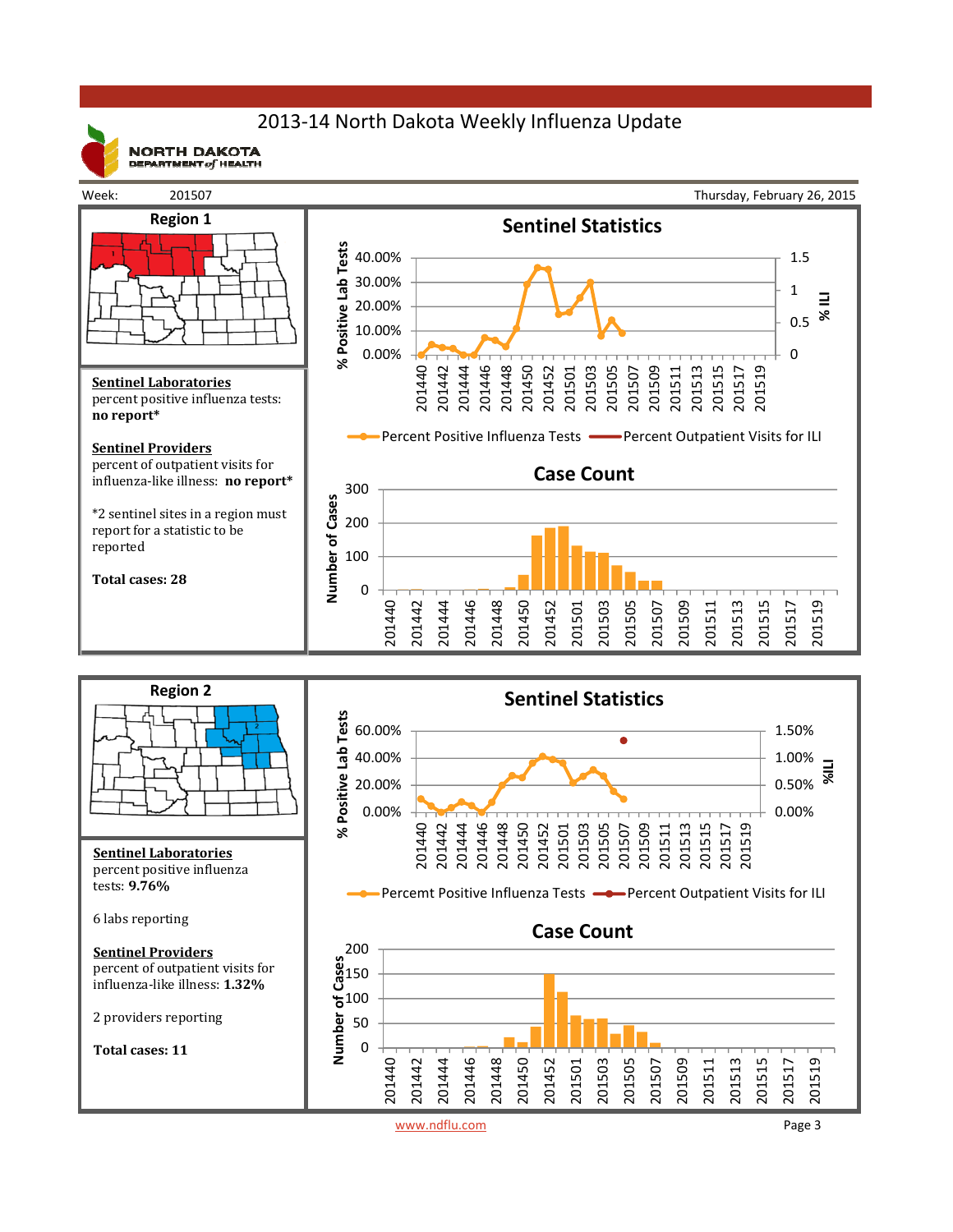# 2013-14 North Dakota Weekly Influenza Update

NORTH DAKOTA DEPARTMENT of HEALTH

Week: 201507 | Thursday, February 26, 2015

## Region 1

**Sentinel Laboratories**
percent positive influenza tests:
**no report***

**Sentinel Providers**
percent of outpatient visits for influenza-like illness: **no report***

*2 sentinel sites in a region must report for a statistic to be reported

**Total cases: 28**

### Sentinel Statistics

Percent Positive Influenza Tests — Percent Outpatient Visits for ILI

### Case Count

## Region 2

**Sentinel Laboratories**
percent positive influenza tests: **9.76%**

6 labs reporting

**Sentinel Providers**
percent of outpatient visits for influenza-like illness: **1.32%**

2 providers reporting

**Total cases: 11**

### Sentinel Statistics

Percemt Positive Influenza Tests — Percent Outpatient Visits for ILI

### Case Count

www.ndflu.com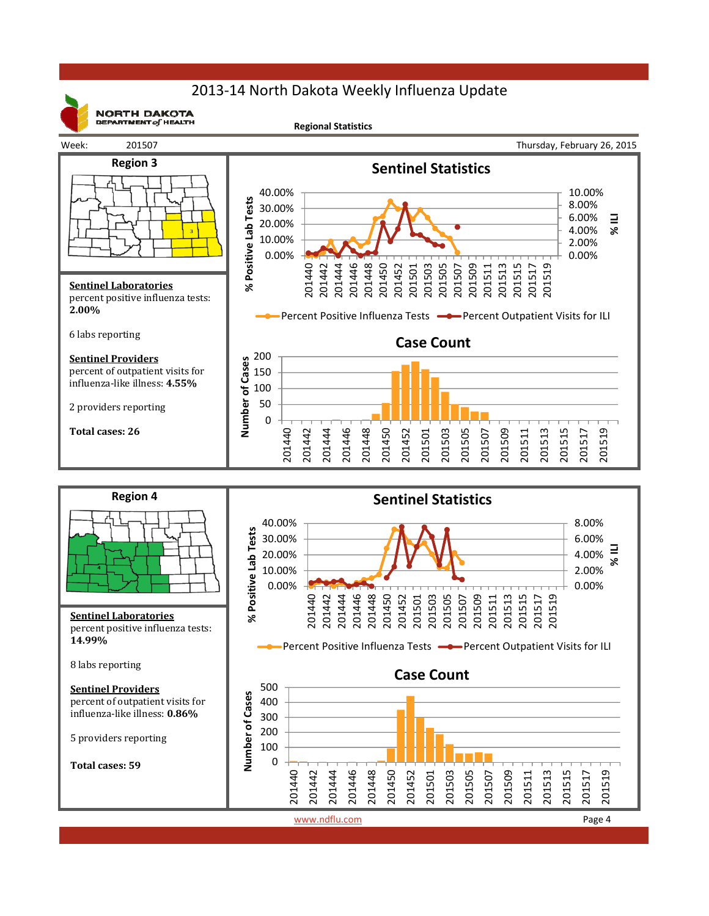# 2013-14 North Dakota Weekly Influenza Update

NORTH DAKOTA DEPARTMENT of HEALTH

**Regional Statistics**

Week: 201507

Thursday, February 26, 2015

## Region 3

### Sentinel Statistics

% Positive Lab Tests

40.00%
30.00%
20.00%
10.00%
0.00%

% ILI

10.00%
8.00%
6.00%
4.00%
2.00%
0.00%

201440 201442 201444 201446 201448 201450 201452 201501 201503 201505 201507 201509 201511 201513 201515 201517 201519

Percent Positive Influenza Tests — Percent Outpatient Visits for ILI

### Case Count

Number of Cases

200
150
100
50
0

201440 201442 201444 201446 201448 201450 201452 201501 201503 201505 201507 201509 201511 201513 201515 201517 201519

**Sentinel Laboratories**

percent positive influenza tests: **2.00%**

6 labs reporting

**Sentinel Providers**

percent of outpatient visits for influenza-like illness: **4.55%**

2 providers reporting

**Total cases: 26**

## Region 4

### Sentinel Statistics

% Positive Lab Tests

40.00%
30.00%
20.00%
10.00%
0.00%

% ILI

8.00%
6.00%
4.00%
2.00%
0.00%

201440 201442 201444 201446 201448 201450 201452 201501 201503 201505 201507 201509 201511 201513 201515 201517 201519

Percent Positive Influenza Tests — Percent Outpatient Visits for ILI

### Case Count

Number of Cases

500
400
300
200
100
0

201440 201442 201444 201446 201448 201450 201452 201501 201503 201505 201507 201509 201511 201513 201515 201517 201519

**Sentinel Laboratories**

percent positive influenza tests: **14.99%**

8 labs reporting

**Sentinel Providers**

percent of outpatient visits for influenza-like illness: **0.86%**

5 providers reporting

**Total cases: 59**

www.ndflu.com